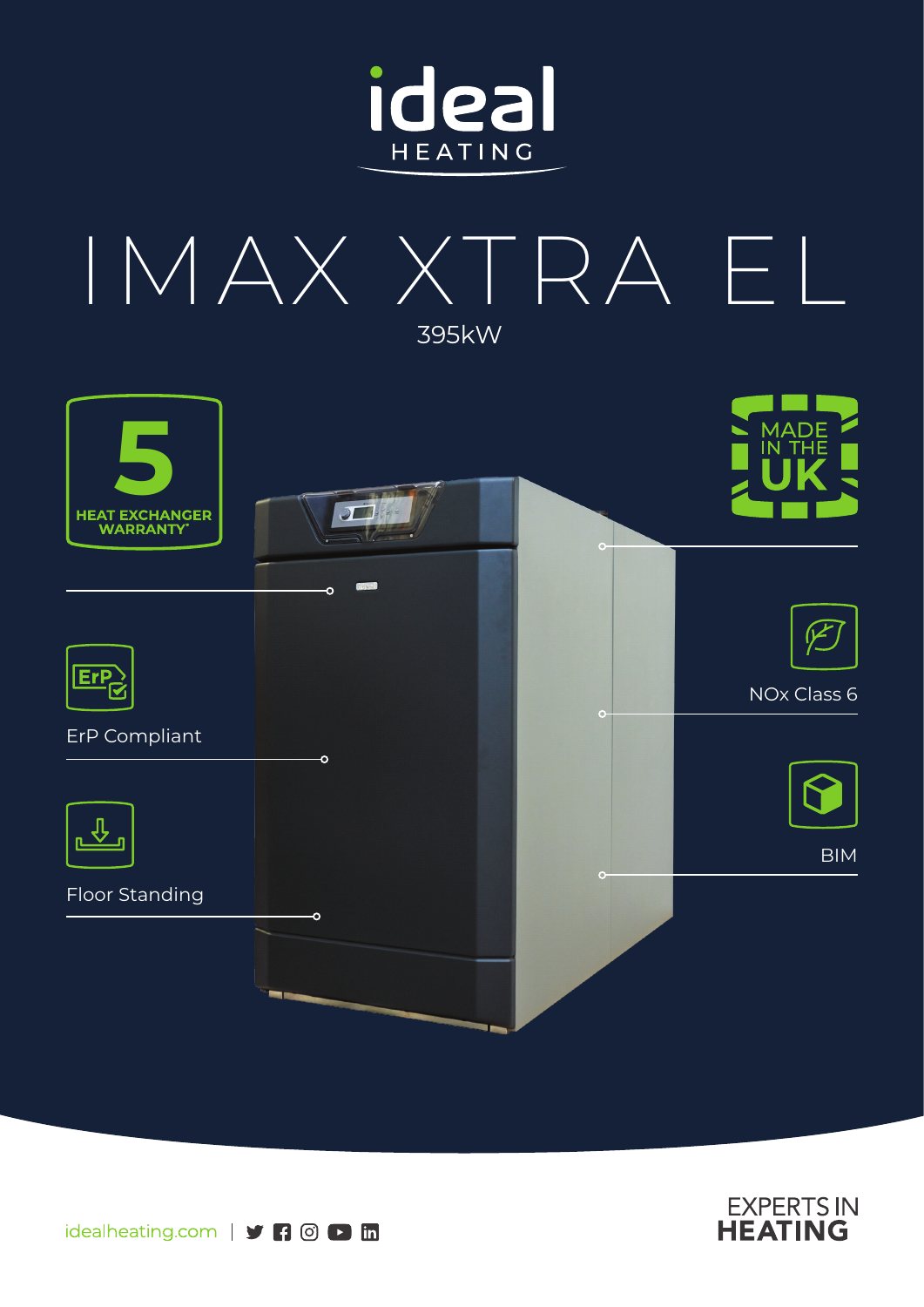ideal HEATING

# IMAX XTRA EL

395kW

5 HEAT EXCHANGER WARRANTY*

MADE IN THE UK

ErP Compliant

NOx Class 6

Floor Standing

BIM

idealheating.com

EXPERTS IN HEATING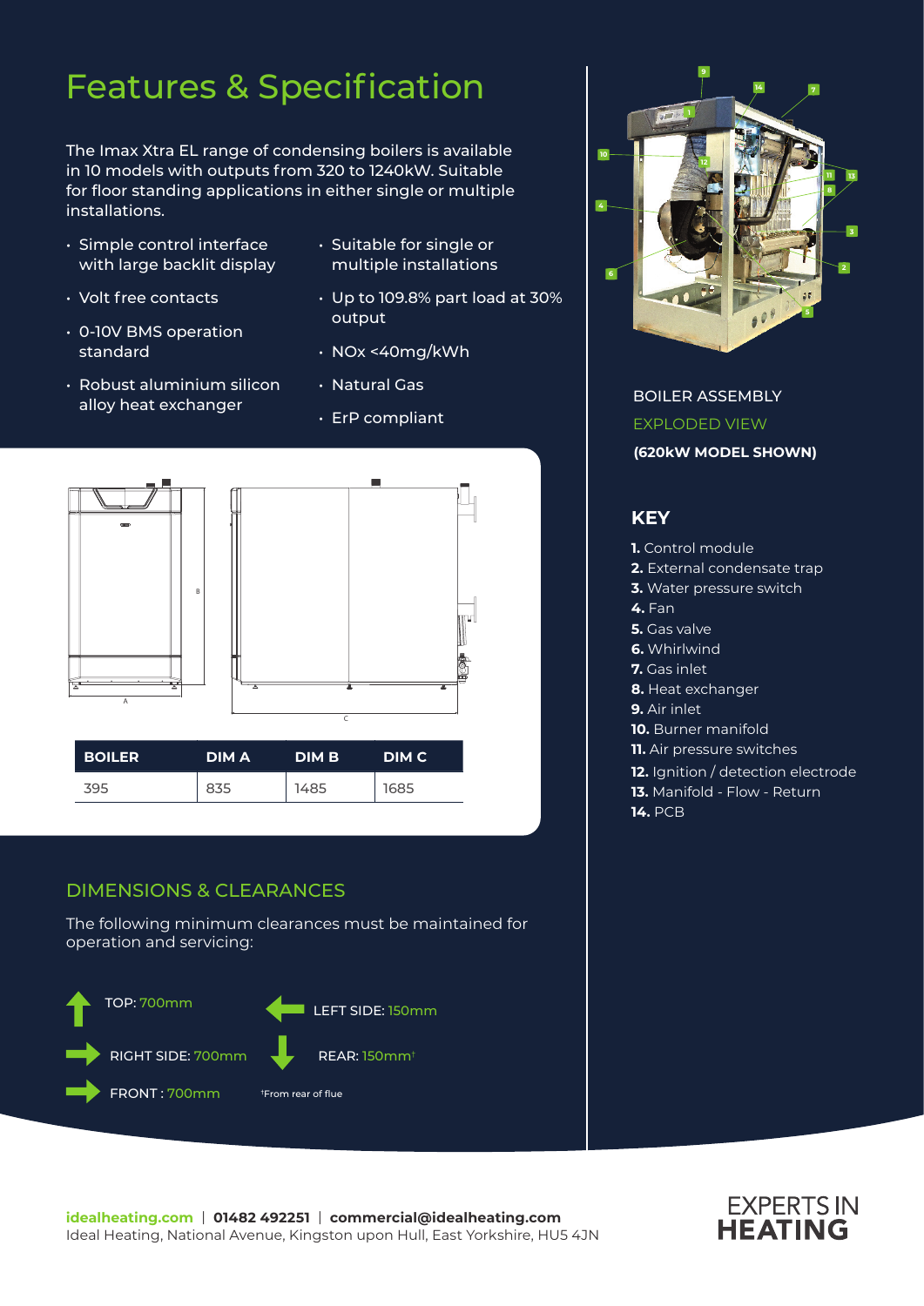# Features & Specification

The Imax Xtra EL range of condensing boilers is available in 10 models with outputs from 320 to 1240kW. Suitable for floor standing applications in either single or multiple installations.

- Simple control interface with large backlit display
- Volt free contacts
- 0-10V BMS operation standard
- Robust aluminium silicon alloy heat exchanger
- Suitable for single or multiple installations
- Up to 109.8% part load at 30% output
- NOx <40mg/kWh
- Natural Gas
- ErP compliant

| BOILER | DIM A | DIM B | DIM C |
|---|---|---|---|
| 395 | 835 | 1485 | 1685 |

## DIMENSIONS & CLEARANCES

The following minimum clearances must be maintained for operation and servicing:

- TOP: 700mm
- LEFT SIDE: 150mm
- RIGHT SIDE: 700mm
- REAR: 150mm†
- FRONT : 700mm

†From rear of flue

BOILER ASSEMBLY

EXPLODED VIEW

**(620kW MODEL SHOWN)**

## KEY

**1.** Control module
**2.** External condensate trap
**3.** Water pressure switch
**4.** Fan
**5.** Gas valve
**6.** Whirlwind
**7.** Gas inlet
**8.** Heat exchanger
**9.** Air inlet
**10.** Burner manifold
**11.** Air pressure switches
**12.** Ignition / detection electrode
**13.** Manifold - Flow - Return
**14.** PCB

idealheating.com | 01482 492251 | commercial@idealheating.com
Ideal Heating, National Avenue, Kingston upon Hull, East Yorkshire, HU5 4JN

EXPERTS IN HEATING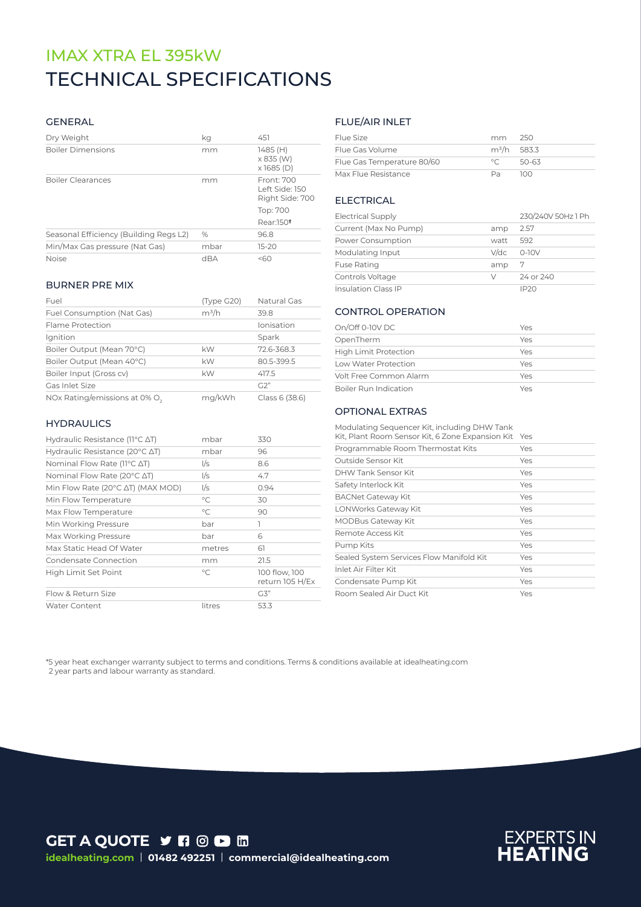# IMAX XTRA EL 395kW

# TECHNICAL SPECIFICATIONS

## GENERAL

| | | |
|---|---|---|
| Dry Weight | kg | 451 |
| Boiler Dimensions | mm | 1485 (H) x 835 (W) x 1685 (D) |
| Boiler Clearances | mm | Front: 700 Left Side: 150 Right Side: 700 Top: 700 Rear:150† |
| Seasonal Efficiency (Building Regs L2) | % | 96.8 |
| Min/Max Gas pressure (Nat Gas) | mbar | 15-20 |
| Noise | dBA | <60 |

## BURNER PRE MIX

| | | |
|---|---|---|
| Fuel | (Type G20) | Natural Gas |
| Fuel Consumption (Nat Gas) | $m^3/h$ | 39.8 |
| Flame Protection | | Ionisation |
| Ignition | | Spark |
| Boiler Output (Mean 70°C) | kW | 72.6-368.3 |
| Boiler Output (Mean 40°C) | kW | 80.5-399.5 |
| Boiler Input (Gross cv) | kW | 417.5 |
| Gas Inlet Size | | G2" |
| NOx Rating/emissions at 0% $O_2$ | mg/kWh | Class 6 (38.6) |

## HYDRAULICS

| | | |
|---|---|---|
| Hydraulic Resistance (11°C ΔT) | mbar | 330 |
| Hydraulic Resistance (20°C ΔT) | mbar | 96 |
| Nominal Flow Rate (11°C ΔT) | l/s | 8.6 |
| Nominal Flow Rate (20°C ΔT) | l/s | 4.7 |
| Min Flow Rate (20°C ΔT) (MAX MOD) | l/s | 0.94 |
| Min Flow Temperature | °C | 30 |
| Max Flow Temperature | °C | 90 |
| Min Working Pressure | bar | 1 |
| Max Working Pressure | bar | 6 |
| Max Static Head Of Water | metres | 61 |
| Condensate Connection | mm | 21.5 |
| High Limit Set Point | °C | 100 flow, 100 return 105 H/Ex |
| Flow & Return Size | | G3" |
| Water Content | litres | 53.3 |

## FLUE/AIR INLET

| | | |
|---|---|---|
| Flue Size | mm | 250 |
| Flue Gas Volume | $m^3/h$ | 583.3 |
| Flue Gas Temperature 80/60 | °C | 50-63 |
| Max Flue Resistance | Pa | 100 |

## ELECTRICAL

| | | |
|---|---|---|
| Electrical Supply | | 230/240V 50Hz 1 Ph |
| Current (Max No Pump) | amp | 2.57 |
| Power Consumption | watt | 592 |
| Modulating Input | V/dc | 0-10V |
| Fuse Rating | amp | 7 |
| Controls Voltage | V | 24 or 240 |
| Insulation Class IP | | IP20 |

## CONTROL OPERATION

| | |
|---|---|
| On/Off 0-10V DC | Yes |
| OpenTherm | Yes |
| High Limit Protection | Yes |
| Low Water Protection | Yes |
| Volt Free Common Alarm | Yes |
| Boiler Run Indication | Yes |

## OPTIONAL EXTRAS

| | |
|---|---|
| Modulating Sequencer Kit, including DHW Tank Kit, Plant Room Sensor Kit, 6 Zone Expansion Kit | Yes |
| Programmable Room Thermostat Kits | Yes |
| Outside Sensor Kit | Yes |
| DHW Tank Sensor Kit | Yes |
| Safety Interlock Kit | Yes |
| BACNet Gateway Kit | Yes |
| LONWorks Gateway Kit | Yes |
| MODBus Gateway Kit | Yes |
| Remote Access Kit | Yes |
| Pump Kits | Yes |
| Sealed System Services Flow Manifold Kit | Yes |
| Inlet Air Filter Kit | Yes |
| Condensate Pump Kit | Yes |
| Room Sealed Air Duct Kit | Yes |

*5 year heat exchanger warranty subject to terms and conditions. Terms & conditions available at idealheating.com
2 year parts and labour warranty as standard.

**GET A QUOTE**

**idealheating.com** | **01482 492251** | **commercial@idealheating.com**

EXPERTS IN **HEATING**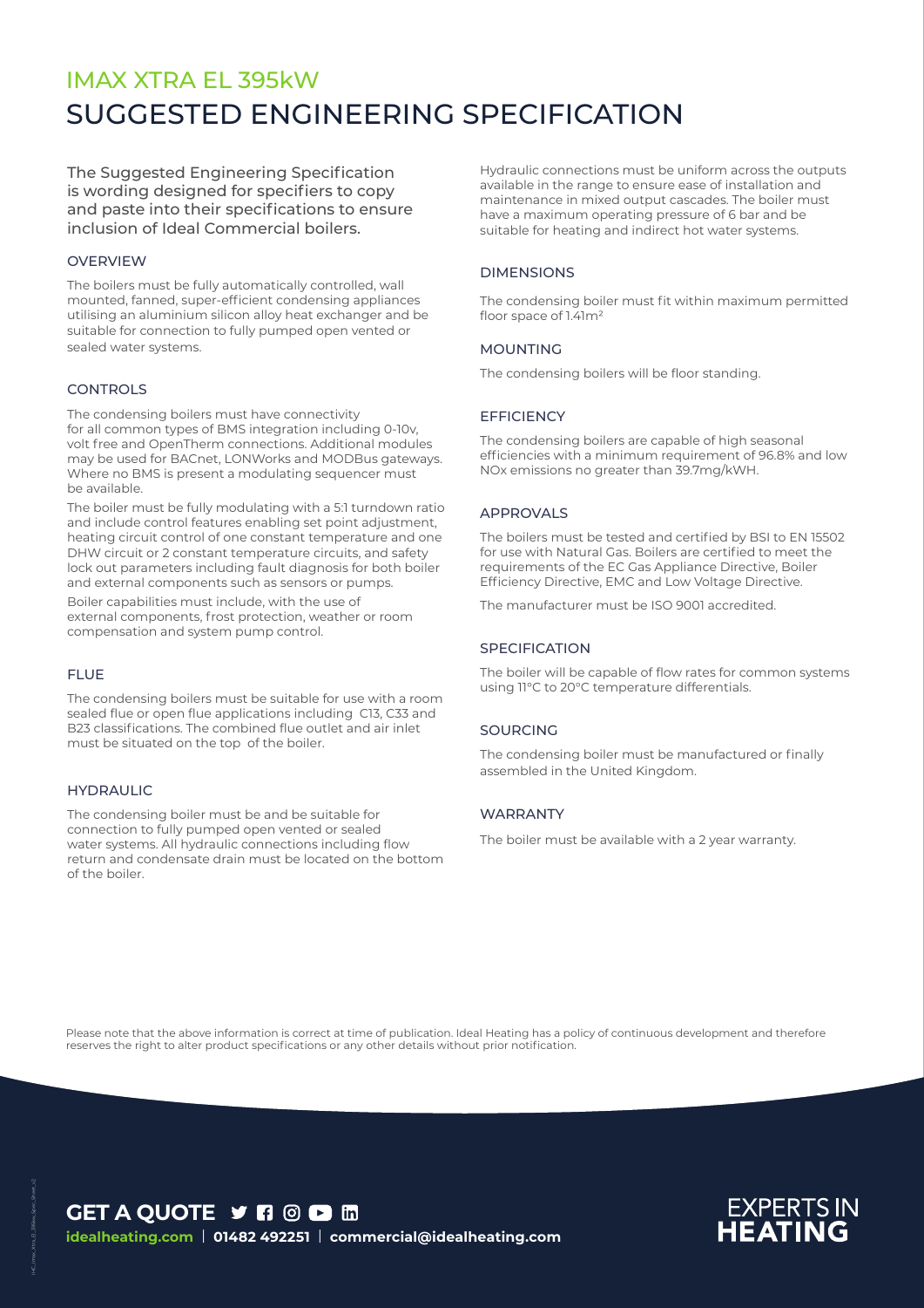# IMAX XTRA EL 395kW

# SUGGESTED ENGINEERING SPECIFICATION

The Suggested Engineering Specification is wording designed for specifiers to copy and paste into their specifications to ensure inclusion of Ideal Commercial boilers.

## OVERVIEW

The boilers must be fully automatically controlled, wall mounted, fanned, super-efficient condensing appliances utilising an aluminium silicon alloy heat exchanger and be suitable for connection to fully pumped open vented or sealed water systems.

## CONTROLS

The condensing boilers must have connectivity for all common types of BMS integration including 0-10v, volt free and OpenTherm connections. Additional modules may be used for BACnet, LONWorks and MODBus gateways. Where no BMS is present a modulating sequencer must be available.

The boiler must be fully modulating with a 5:1 turndown ratio and include control features enabling set point adjustment, heating circuit control of one constant temperature and one DHW circuit or 2 constant temperature circuits, and safety lock out parameters including fault diagnosis for both boiler and external components such as sensors or pumps.

Boiler capabilities must include, with the use of external components, frost protection, weather or room compensation and system pump control.

## FLUE

The condensing boilers must be suitable for use with a room sealed flue or open flue applications including C13, C33 and B23 classifications. The combined flue outlet and air inlet must be situated on the top of the boiler.

## HYDRAULIC

The condensing boiler must be and be suitable for connection to fully pumped open vented or sealed water systems. All hydraulic connections including flow return and condensate drain must be located on the bottom of the boiler.

Hydraulic connections must be uniform across the outputs available in the range to ensure ease of installation and maintenance in mixed output cascades. The boiler must have a maximum operating pressure of 6 bar and be suitable for heating and indirect hot water systems.

## DIMENSIONS

The condensing boiler must fit within maximum permitted floor space of 1.41m²

## MOUNTING

The condensing boilers will be floor standing.

## EFFICIENCY

The condensing boilers are capable of high seasonal efficiencies with a minimum requirement of 96.8% and low NOx emissions no greater than 39.7mg/kWH.

## APPROVALS

The boilers must be tested and certified by BSI to EN 15502 for use with Natural Gas. Boilers are certified to meet the requirements of the EC Gas Appliance Directive, Boiler Efficiency Directive, EMC and Low Voltage Directive.

The manufacturer must be ISO 9001 accredited.

## SPECIFICATION

The boiler will be capable of flow rates for common systems using 11°C to 20°C temperature differentials.

## SOURCING

The condensing boiler must be manufactured or finally assembled in the United Kingdom.

## WARRANTY

The boiler must be available with a 2 year warranty.

Please note that the above information is correct at time of publication. Ideal Heating has a policy of continuous development and therefore reserves the right to alter product specifications or any other details without prior notification.

**GET A QUOTE**

**idealheating.com** | **01482 492251** | **commercial@idealheating.com**

**EXPERTS IN HEATING**